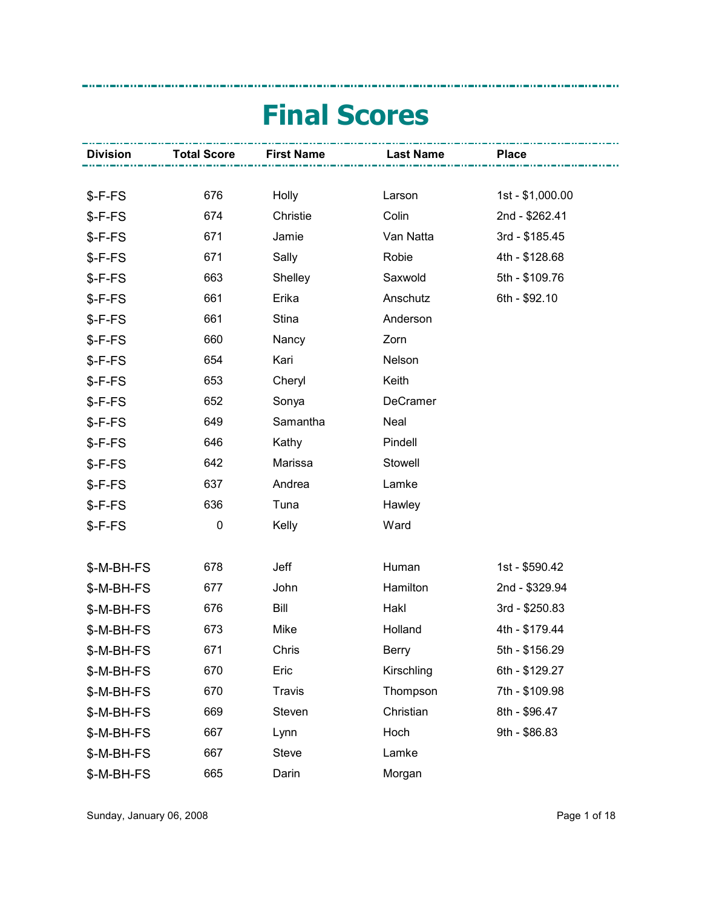# Final Scores

| Division | Total Score | First Name | Last Name | Place |
|---|---|---|---|---|
| $-F-FS | 676 | Holly | Larson | 1st - $1,000.00 |
| $-F-FS | 674 | Christie | Colin | 2nd - $262.41 |
| $-F-FS | 671 | Jamie | Van Natta | 3rd - $185.45 |
| $-F-FS | 671 | Sally | Robie | 4th - $128.68 |
| $-F-FS | 663 | Shelley | Saxwold | 5th - $109.76 |
| $-F-FS | 661 | Erika | Anschutz | 6th - $92.10 |
| $-F-FS | 661 | Stina | Anderson | |
| $-F-FS | 660 | Nancy | Zorn | |
| $-F-FS | 654 | Kari | Nelson | |
| $-F-FS | 653 | Cheryl | Keith | |
| $-F-FS | 652 | Sonya | DeCramer | |
| $-F-FS | 649 | Samantha | Neal | |
| $-F-FS | 646 | Kathy | Pindell | |
| $-F-FS | 642 | Marissa | Stowell | |
| $-F-FS | 637 | Andrea | Lamke | |
| $-F-FS | 636 | Tuna | Hawley | |
| $-F-FS | 0 | Kelly | Ward | |
| $-M-BH-FS | 678 | Jeff | Human | 1st - $590.42 |
| $-M-BH-FS | 677 | John | Hamilton | 2nd - $329.94 |
| $-M-BH-FS | 676 | Bill | Hakl | 3rd - $250.83 |
| $-M-BH-FS | 673 | Mike | Holland | 4th - $179.44 |
| $-M-BH-FS | 671 | Chris | Berry | 5th - $156.29 |
| $-M-BH-FS | 670 | Eric | Kirschling | 6th - $129.27 |
| $-M-BH-FS | 670 | Travis | Thompson | 7th - $109.98 |
| $-M-BH-FS | 669 | Steven | Christian | 8th - $96.47 |
| $-M-BH-FS | 667 | Lynn | Hoch | 9th - $86.83 |
| $-M-BH-FS | 667 | Steve | Lamke | |
| $-M-BH-FS | 665 | Darin | Morgan | |

Sunday, January 06, 2008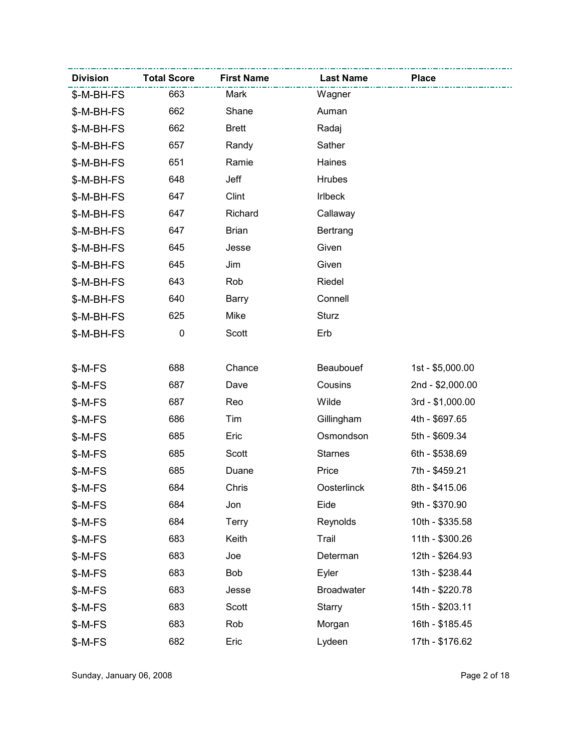| Division | Total Score | First Name | Last Name | Place |
| --- | --- | --- | --- | --- |
| $-M-BH-FS | 663 | Mark | Wagner | |
| $-M-BH-FS | 662 | Shane | Auman | |
| $-M-BH-FS | 662 | Brett | Radaj | |
| $-M-BH-FS | 657 | Randy | Sather | |
| $-M-BH-FS | 651 | Ramie | Haines | |
| $-M-BH-FS | 648 | Jeff | Hrubes | |
| $-M-BH-FS | 647 | Clint | Irlbeck | |
| $-M-BH-FS | 647 | Richard | Callaway | |
| $-M-BH-FS | 647 | Brian | Bertrang | |
| $-M-BH-FS | 645 | Jesse | Given | |
| $-M-BH-FS | 645 | Jim | Given | |
| $-M-BH-FS | 643 | Rob | Riedel | |
| $-M-BH-FS | 640 | Barry | Connell | |
| $-M-BH-FS | 625 | Mike | Sturz | |
| $-M-BH-FS | 0 | Scott | Erb | |
| | | | | |
| $-M-FS | 688 | Chance | Beaubouef | 1st - $5,000.00 |
| $-M-FS | 687 | Dave | Cousins | 2nd - $2,000.00 |
| $-M-FS | 687 | Reo | Wilde | 3rd - $1,000.00 |
| $-M-FS | 686 | Tim | Gillingham | 4th - $697.65 |
| $-M-FS | 685 | Eric | Osmondson | 5th - $609.34 |
| $-M-FS | 685 | Scott | Starnes | 6th - $538.69 |
| $-M-FS | 685 | Duane | Price | 7th - $459.21 |
| $-M-FS | 684 | Chris | Oosterlinck | 8th - $415.06 |
| $-M-FS | 684 | Jon | Eide | 9th - $370.90 |
| $-M-FS | 684 | Terry | Reynolds | 10th - $335.58 |
| $-M-FS | 683 | Keith | Trail | 11th - $300.26 |
| $-M-FS | 683 | Joe | Determan | 12th - $264.93 |
| $-M-FS | 683 | Bob | Eyler | 13th - $238.44 |
| $-M-FS | 683 | Jesse | Broadwater | 14th - $220.78 |
| $-M-FS | 683 | Scott | Starry | 15th - $203.11 |
| $-M-FS | 683 | Rob | Morgan | 16th - $185.45 |
| $-M-FS | 682 | Eric | Lydeen | 17th - $176.62 |

Sunday, January 06, 2008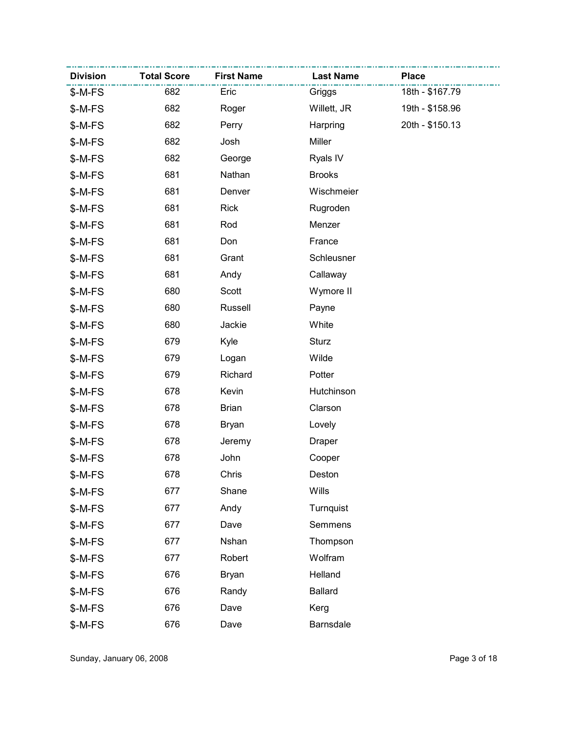| Division | Total Score | First Name | Last Name | Place |
|---|---|---|---|---|
| $-M-FS | 682 | Eric | Griggs | 18th - $167.79 |
| $-M-FS | 682 | Roger | Willett, JR | 19th - $158.96 |
| $-M-FS | 682 | Perry | Harpring | 20th - $150.13 |
| $-M-FS | 682 | Josh | Miller | |
| $-M-FS | 682 | George | Ryals IV | |
| $-M-FS | 681 | Nathan | Brooks | |
| $-M-FS | 681 | Denver | Wischmeier | |
| $-M-FS | 681 | Rick | Rugroden | |
| $-M-FS | 681 | Rod | Menzer | |
| $-M-FS | 681 | Don | France | |
| $-M-FS | 681 | Grant | Schleusner | |
| $-M-FS | 681 | Andy | Callaway | |
| $-M-FS | 680 | Scott | Wymore II | |
| $-M-FS | 680 | Russell | Payne | |
| $-M-FS | 680 | Jackie | White | |
| $-M-FS | 679 | Kyle | Sturz | |
| $-M-FS | 679 | Logan | Wilde | |
| $-M-FS | 679 | Richard | Potter | |
| $-M-FS | 678 | Kevin | Hutchinson | |
| $-M-FS | 678 | Brian | Clarson | |
| $-M-FS | 678 | Bryan | Lovely | |
| $-M-FS | 678 | Jeremy | Draper | |
| $-M-FS | 678 | John | Cooper | |
| $-M-FS | 678 | Chris | Deston | |
| $-M-FS | 677 | Shane | Wills | |
| $-M-FS | 677 | Andy | Turnquist | |
| $-M-FS | 677 | Dave | Semmens | |
| $-M-FS | 677 | Nshan | Thompson | |
| $-M-FS | 677 | Robert | Wolfram | |
| $-M-FS | 676 | Bryan | Helland | |
| $-M-FS | 676 | Randy | Ballard | |
| $-M-FS | 676 | Dave | Kerg | |
| $-M-FS | 676 | Dave | Barnsdale | |

Sunday, January 06, 2008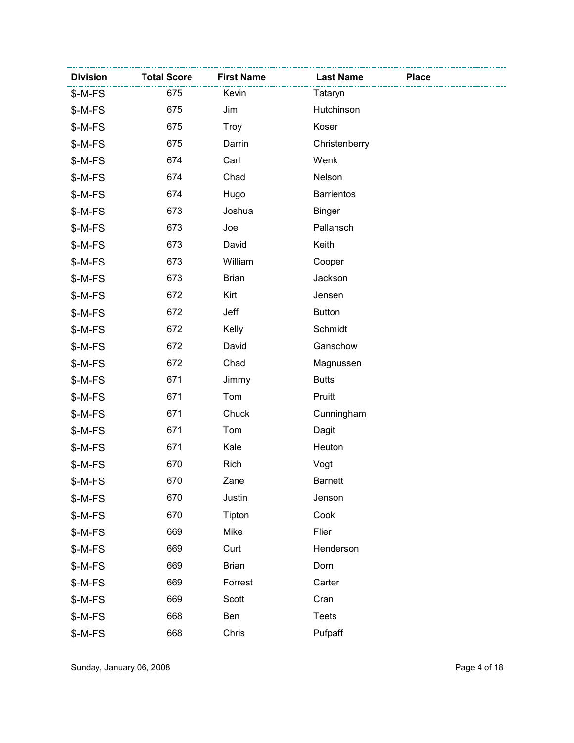| Division | Total Score | First Name | Last Name | Place |
|---|---|---|---|---|
| $-M-FS | 675 | Kevin | Tataryn | |
| $-M-FS | 675 | Jim | Hutchinson | |
| $-M-FS | 675 | Troy | Koser | |
| $-M-FS | 675 | Darrin | Christenberry | |
| $-M-FS | 674 | Carl | Wenk | |
| $-M-FS | 674 | Chad | Nelson | |
| $-M-FS | 674 | Hugo | Barrientos | |
| $-M-FS | 673 | Joshua | Binger | |
| $-M-FS | 673 | Joe | Pallansch | |
| $-M-FS | 673 | David | Keith | |
| $-M-FS | 673 | William | Cooper | |
| $-M-FS | 673 | Brian | Jackson | |
| $-M-FS | 672 | Kirt | Jensen | |
| $-M-FS | 672 | Jeff | Button | |
| $-M-FS | 672 | Kelly | Schmidt | |
| $-M-FS | 672 | David | Ganschow | |
| $-M-FS | 672 | Chad | Magnussen | |
| $-M-FS | 671 | Jimmy | Butts | |
| $-M-FS | 671 | Tom | Pruitt | |
| $-M-FS | 671 | Chuck | Cunningham | |
| $-M-FS | 671 | Tom | Dagit | |
| $-M-FS | 671 | Kale | Heuton | |
| $-M-FS | 670 | Rich | Vogt | |
| $-M-FS | 670 | Zane | Barnett | |
| $-M-FS | 670 | Justin | Jenson | |
| $-M-FS | 670 | Tipton | Cook | |
| $-M-FS | 669 | Mike | Flier | |
| $-M-FS | 669 | Curt | Henderson | |
| $-M-FS | 669 | Brian | Dorn | |
| $-M-FS | 669 | Forrest | Carter | |
| $-M-FS | 669 | Scott | Cran | |
| $-M-FS | 668 | Ben | Teets | |
| $-M-FS | 668 | Chris | Pufpaff | |

Sunday, January 06, 2008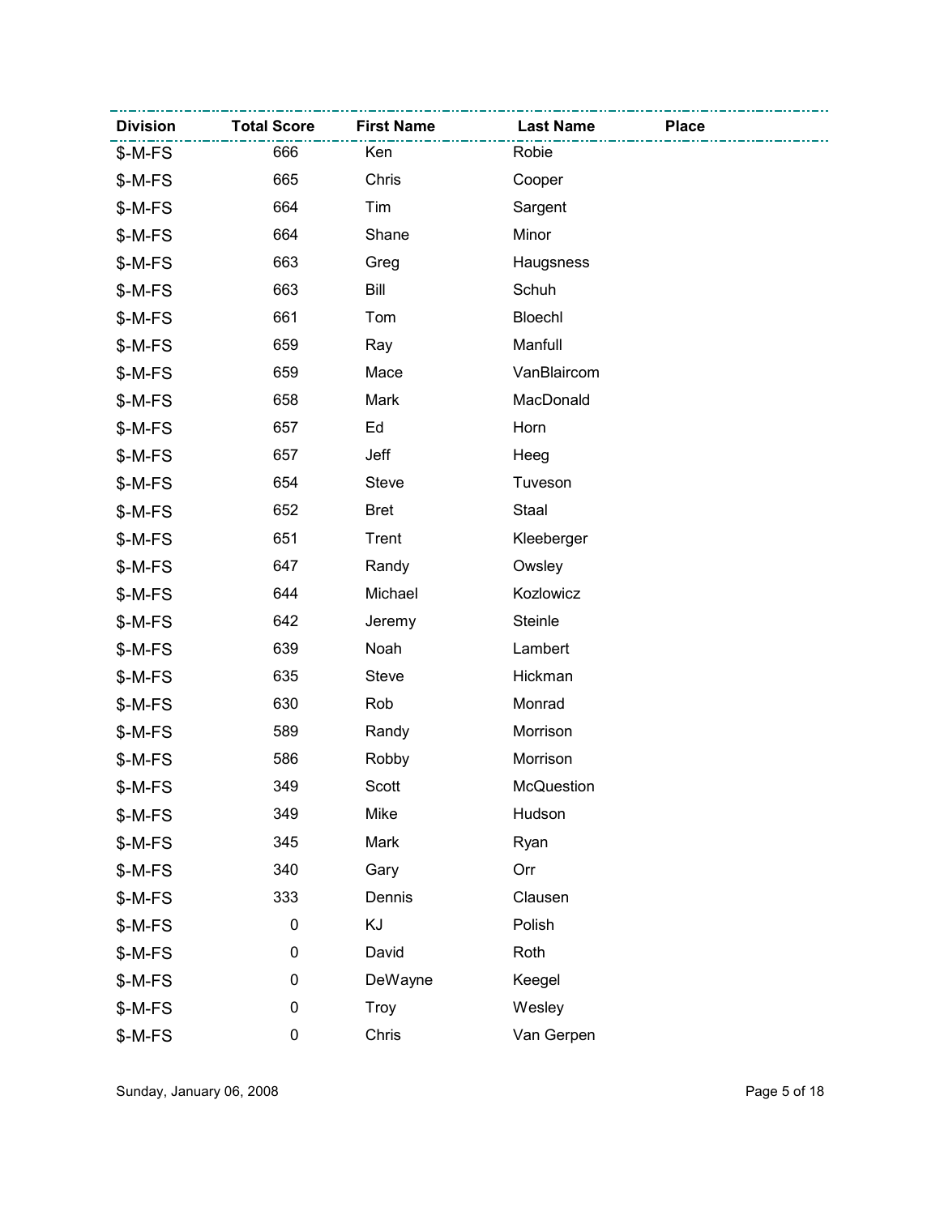| Division | Total Score | First Name | Last Name | Place |
| --- | --- | --- | --- | --- |
| $-M-FS | 666 | Ken | Robie | |
| $-M-FS | 665 | Chris | Cooper | |
| $-M-FS | 664 | Tim | Sargent | |
| $-M-FS | 664 | Shane | Minor | |
| $-M-FS | 663 | Greg | Haugsness | |
| $-M-FS | 663 | Bill | Schuh | |
| $-M-FS | 661 | Tom | Bloechl | |
| $-M-FS | 659 | Ray | Manfull | |
| $-M-FS | 659 | Mace | VanBlaircom | |
| $-M-FS | 658 | Mark | MacDonald | |
| $-M-FS | 657 | Ed | Horn | |
| $-M-FS | 657 | Jeff | Heeg | |
| $-M-FS | 654 | Steve | Tuveson | |
| $-M-FS | 652 | Bret | Staal | |
| $-M-FS | 651 | Trent | Kleeberger | |
| $-M-FS | 647 | Randy | Owsley | |
| $-M-FS | 644 | Michael | Kozlowicz | |
| $-M-FS | 642 | Jeremy | Steinle | |
| $-M-FS | 639 | Noah | Lambert | |
| $-M-FS | 635 | Steve | Hickman | |
| $-M-FS | 630 | Rob | Monrad | |
| $-M-FS | 589 | Randy | Morrison | |
| $-M-FS | 586 | Robby | Morrison | |
| $-M-FS | 349 | Scott | McQuestion | |
| $-M-FS | 349 | Mike | Hudson | |
| $-M-FS | 345 | Mark | Ryan | |
| $-M-FS | 340 | Gary | Orr | |
| $-M-FS | 333 | Dennis | Clausen | |
| $-M-FS | 0 | KJ | Polish | |
| $-M-FS | 0 | David | Roth | |
| $-M-FS | 0 | DeWayne | Keegel | |
| $-M-FS | 0 | Troy | Wesley | |
| $-M-FS | 0 | Chris | Van Gerpen | |

Sunday, January 06, 2008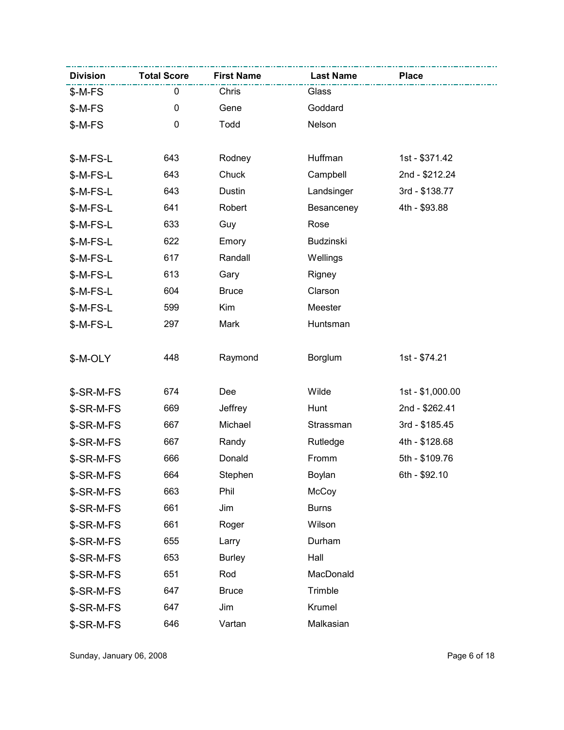| Division | Total Score | First Name | Last Name | Place |
| --- | --- | --- | --- | --- |
| $-M-FS | 0 | Chris | Glass | |
| $-M-FS | 0 | Gene | Goddard | |
| $-M-FS | 0 | Todd | Nelson | |
| | | | | |
| $-M-FS-L | 643 | Rodney | Huffman | 1st - $371.42 |
| $-M-FS-L | 643 | Chuck | Campbell | 2nd - $212.24 |
| $-M-FS-L | 643 | Dustin | Landsinger | 3rd - $138.77 |
| $-M-FS-L | 641 | Robert | Besanceney | 4th - $93.88 |
| $-M-FS-L | 633 | Guy | Rose | |
| $-M-FS-L | 622 | Emory | Budzinski | |
| $-M-FS-L | 617 | Randall | Wellings | |
| $-M-FS-L | 613 | Gary | Rigney | |
| $-M-FS-L | 604 | Bruce | Clarson | |
| $-M-FS-L | 599 | Kim | Meester | |
| $-M-FS-L | 297 | Mark | Huntsman | |
| | | | | |
| $-M-OLY | 448 | Raymond | Borglum | 1st - $74.21 |
| | | | | |
| $-SR-M-FS | 674 | Dee | Wilde | 1st - $1,000.00 |
| $-SR-M-FS | 669 | Jeffrey | Hunt | 2nd - $262.41 |
| $-SR-M-FS | 667 | Michael | Strassman | 3rd - $185.45 |
| $-SR-M-FS | 667 | Randy | Rutledge | 4th - $128.68 |
| $-SR-M-FS | 666 | Donald | Fromm | 5th - $109.76 |
| $-SR-M-FS | 664 | Stephen | Boylan | 6th - $92.10 |
| $-SR-M-FS | 663 | Phil | McCoy | |
| $-SR-M-FS | 661 | Jim | Burns | |
| $-SR-M-FS | 661 | Roger | Wilson | |
| $-SR-M-FS | 655 | Larry | Durham | |
| $-SR-M-FS | 653 | Burley | Hall | |
| $-SR-M-FS | 651 | Rod | MacDonald | |
| $-SR-M-FS | 647 | Bruce | Trimble | |
| $-SR-M-FS | 647 | Jim | Krumel | |
| $-SR-M-FS | 646 | Vartan | Malkasian | |

Sunday, January 06, 2008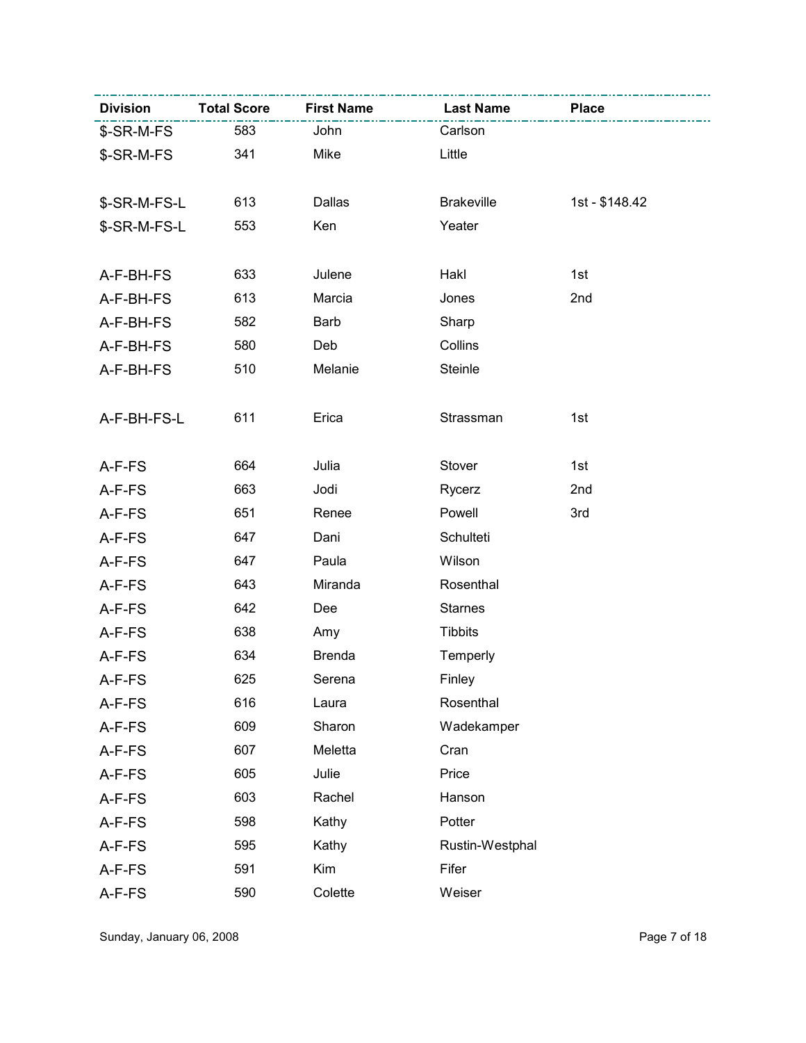| Division | Total Score | First Name | Last Name | Place |
| --- | --- | --- | --- | --- |
| $-SR-M-FS | 583 | John | Carlson | |
| $-SR-M-FS | 341 | Mike | Little | |
| | | | | |
| $-SR-M-FS-L | 613 | Dallas | Brakeville | 1st - $148.42 |
| $-SR-M-FS-L | 553 | Ken | Yeater | |
| | | | | |
| A-F-BH-FS | 633 | Julene | Hakl | 1st |
| A-F-BH-FS | 613 | Marcia | Jones | 2nd |
| A-F-BH-FS | 582 | Barb | Sharp | |
| A-F-BH-FS | 580 | Deb | Collins | |
| A-F-BH-FS | 510 | Melanie | Steinle | |
| | | | | |
| A-F-BH-FS-L | 611 | Erica | Strassman | 1st |
| | | | | |
| A-F-FS | 664 | Julia | Stover | 1st |
| A-F-FS | 663 | Jodi | Rycerz | 2nd |
| A-F-FS | 651 | Renee | Powell | 3rd |
| A-F-FS | 647 | Dani | Schulteti | |
| A-F-FS | 647 | Paula | Wilson | |
| A-F-FS | 643 | Miranda | Rosenthal | |
| A-F-FS | 642 | Dee | Starnes | |
| A-F-FS | 638 | Amy | Tibbits | |
| A-F-FS | 634 | Brenda | Temperly | |
| A-F-FS | 625 | Serena | Finley | |
| A-F-FS | 616 | Laura | Rosenthal | |
| A-F-FS | 609 | Sharon | Wadekamper | |
| A-F-FS | 607 | Meletta | Cran | |
| A-F-FS | 605 | Julie | Price | |
| A-F-FS | 603 | Rachel | Hanson | |
| A-F-FS | 598 | Kathy | Potter | |
| A-F-FS | 595 | Kathy | Rustin-Westphal | |
| A-F-FS | 591 | Kim | Fifer | |
| A-F-FS | 590 | Colette | Weiser | |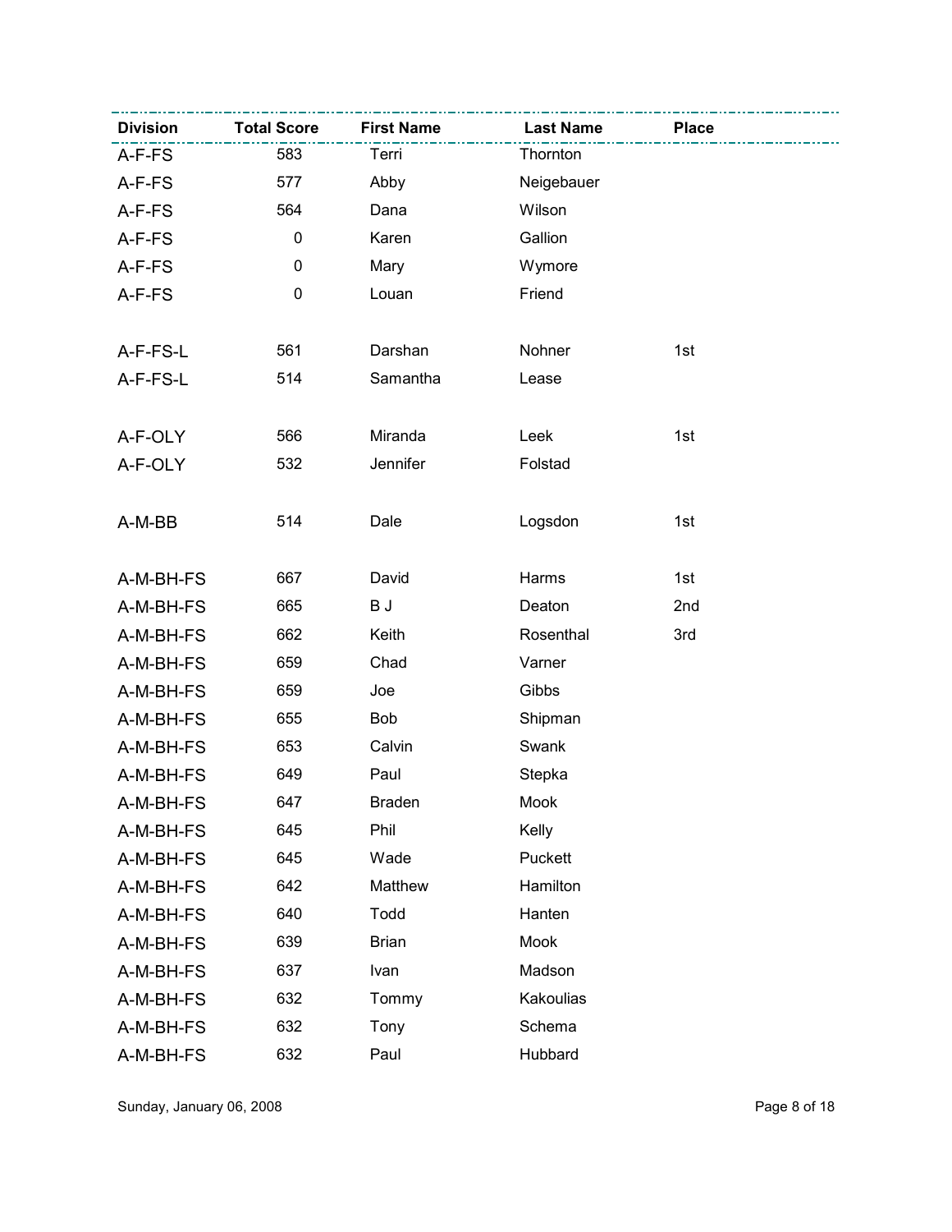| Division | Total Score | First Name | Last Name | Place |
|---|---|---|---|---|
| A-F-FS | 583 | Terri | Thornton | |
| A-F-FS | 577 | Abby | Neigebauer | |
| A-F-FS | 564 | Dana | Wilson | |
| A-F-FS | 0 | Karen | Gallion | |
| A-F-FS | 0 | Mary | Wymore | |
| A-F-FS | 0 | Louan | Friend | |
| | | | | |
| A-F-FS-L | 561 | Darshan | Nohner | 1st |
| A-F-FS-L | 514 | Samantha | Lease | |
| | | | | |
| A-F-OLY | 566 | Miranda | Leek | 1st |
| A-F-OLY | 532 | Jennifer | Folstad | |
| | | | | |
| A-M-BB | 514 | Dale | Logsdon | 1st |
| | | | | |
| A-M-BH-FS | 667 | David | Harms | 1st |
| A-M-BH-FS | 665 | B J | Deaton | 2nd |
| A-M-BH-FS | 662 | Keith | Rosenthal | 3rd |
| A-M-BH-FS | 659 | Chad | Varner | |
| A-M-BH-FS | 659 | Joe | Gibbs | |
| A-M-BH-FS | 655 | Bob | Shipman | |
| A-M-BH-FS | 653 | Calvin | Swank | |
| A-M-BH-FS | 649 | Paul | Stepka | |
| A-M-BH-FS | 647 | Braden | Mook | |
| A-M-BH-FS | 645 | Phil | Kelly | |
| A-M-BH-FS | 645 | Wade | Puckett | |
| A-M-BH-FS | 642 | Matthew | Hamilton | |
| A-M-BH-FS | 640 | Todd | Hanten | |
| A-M-BH-FS | 639 | Brian | Mook | |
| A-M-BH-FS | 637 | Ivan | Madson | |
| A-M-BH-FS | 632 | Tommy | Kakoulias | |
| A-M-BH-FS | 632 | Tony | Schema | |
| A-M-BH-FS | 632 | Paul | Hubbard | |

Sunday, January 06, 2008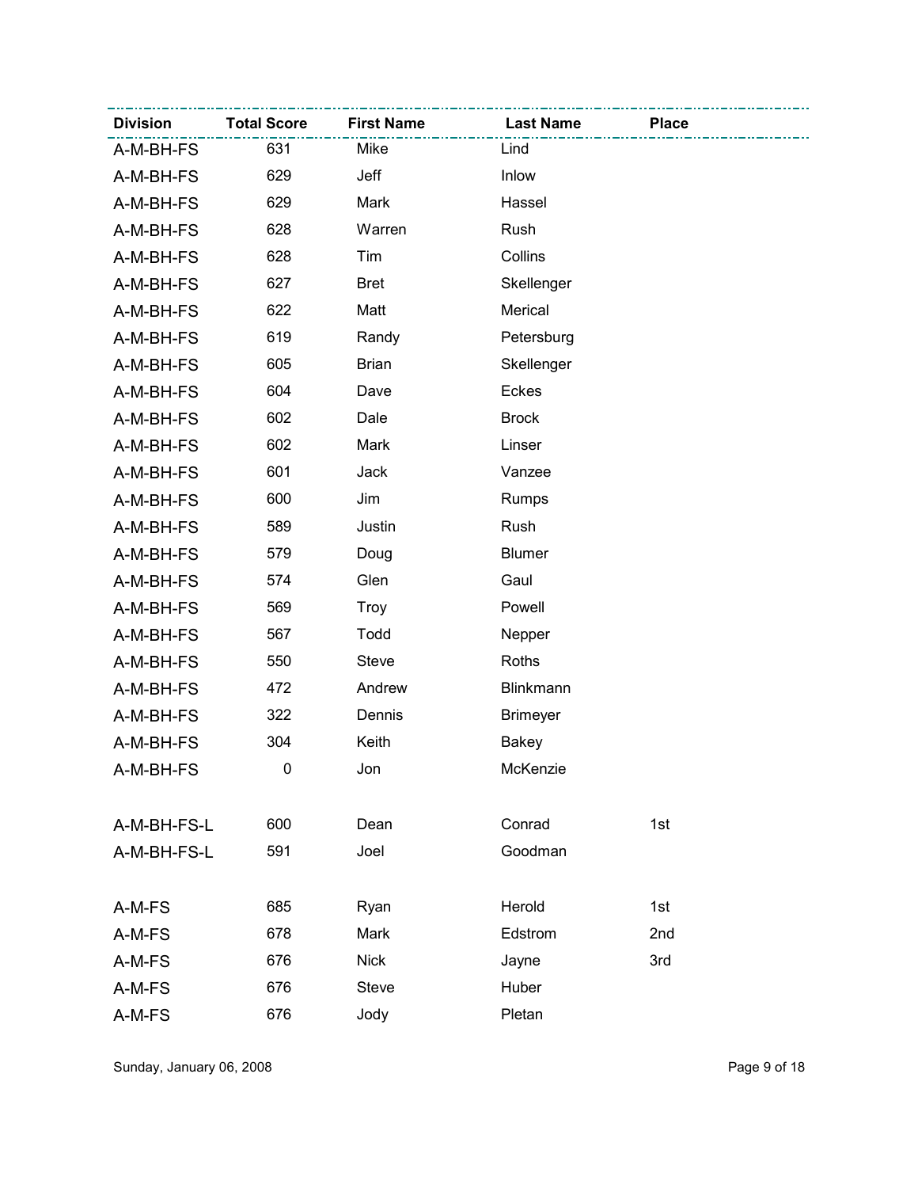| Division | Total Score | First Name | Last Name | Place |
| --- | --- | --- | --- | --- |
| A-M-BH-FS | 631 | Mike | Lind | |
| A-M-BH-FS | 629 | Jeff | Inlow | |
| A-M-BH-FS | 629 | Mark | Hassel | |
| A-M-BH-FS | 628 | Warren | Rush | |
| A-M-BH-FS | 628 | Tim | Collins | |
| A-M-BH-FS | 627 | Bret | Skellenger | |
| A-M-BH-FS | 622 | Matt | Merical | |
| A-M-BH-FS | 619 | Randy | Petersburg | |
| A-M-BH-FS | 605 | Brian | Skellenger | |
| A-M-BH-FS | 604 | Dave | Eckes | |
| A-M-BH-FS | 602 | Dale | Brock | |
| A-M-BH-FS | 602 | Mark | Linser | |
| A-M-BH-FS | 601 | Jack | Vanzee | |
| A-M-BH-FS | 600 | Jim | Rumps | |
| A-M-BH-FS | 589 | Justin | Rush | |
| A-M-BH-FS | 579 | Doug | Blumer | |
| A-M-BH-FS | 574 | Glen | Gaul | |
| A-M-BH-FS | 569 | Troy | Powell | |
| A-M-BH-FS | 567 | Todd | Nepper | |
| A-M-BH-FS | 550 | Steve | Roths | |
| A-M-BH-FS | 472 | Andrew | Blinkmann | |
| A-M-BH-FS | 322 | Dennis | Brimeyer | |
| A-M-BH-FS | 304 | Keith | Bakey | |
| A-M-BH-FS | 0 | Jon | McKenzie | |
| | | | | |
| A-M-BH-FS-L | 600 | Dean | Conrad | 1st |
| A-M-BH-FS-L | 591 | Joel | Goodman | |
| | | | | |
| A-M-FS | 685 | Ryan | Herold | 1st |
| A-M-FS | 678 | Mark | Edstrom | 2nd |
| A-M-FS | 676 | Nick | Jayne | 3rd |
| A-M-FS | 676 | Steve | Huber | |
| A-M-FS | 676 | Jody | Pletan | |

Sunday, January 06, 2008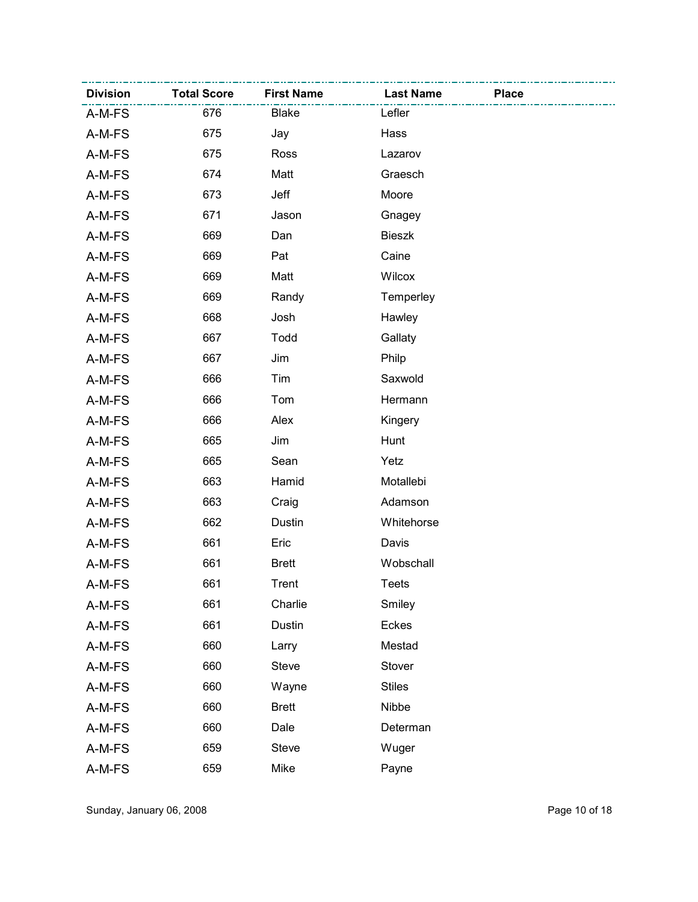| Division | Total Score | First Name | Last Name | Place |
|---|---|---|---|---|
| A-M-FS | 676 | Blake | Lefler | |
| A-M-FS | 675 | Jay | Hass | |
| A-M-FS | 675 | Ross | Lazarov | |
| A-M-FS | 674 | Matt | Graesch | |
| A-M-FS | 673 | Jeff | Moore | |
| A-M-FS | 671 | Jason | Gnagey | |
| A-M-FS | 669 | Dan | Bieszk | |
| A-M-FS | 669 | Pat | Caine | |
| A-M-FS | 669 | Matt | Wilcox | |
| A-M-FS | 669 | Randy | Temperley | |
| A-M-FS | 668 | Josh | Hawley | |
| A-M-FS | 667 | Todd | Gallaty | |
| A-M-FS | 667 | Jim | Philp | |
| A-M-FS | 666 | Tim | Saxwold | |
| A-M-FS | 666 | Tom | Hermann | |
| A-M-FS | 666 | Alex | Kingery | |
| A-M-FS | 665 | Jim | Hunt | |
| A-M-FS | 665 | Sean | Yetz | |
| A-M-FS | 663 | Hamid | Motallebi | |
| A-M-FS | 663 | Craig | Adamson | |
| A-M-FS | 662 | Dustin | Whitehorse | |
| A-M-FS | 661 | Eric | Davis | |
| A-M-FS | 661 | Brett | Wobschall | |
| A-M-FS | 661 | Trent | Teets | |
| A-M-FS | 661 | Charlie | Smiley | |
| A-M-FS | 661 | Dustin | Eckes | |
| A-M-FS | 660 | Larry | Mestad | |
| A-M-FS | 660 | Steve | Stover | |
| A-M-FS | 660 | Wayne | Stiles | |
| A-M-FS | 660 | Brett | Nibbe | |
| A-M-FS | 660 | Dale | Determan | |
| A-M-FS | 659 | Steve | Wuger | |
| A-M-FS | 659 | Mike | Payne | |

Sunday, January 06, 2008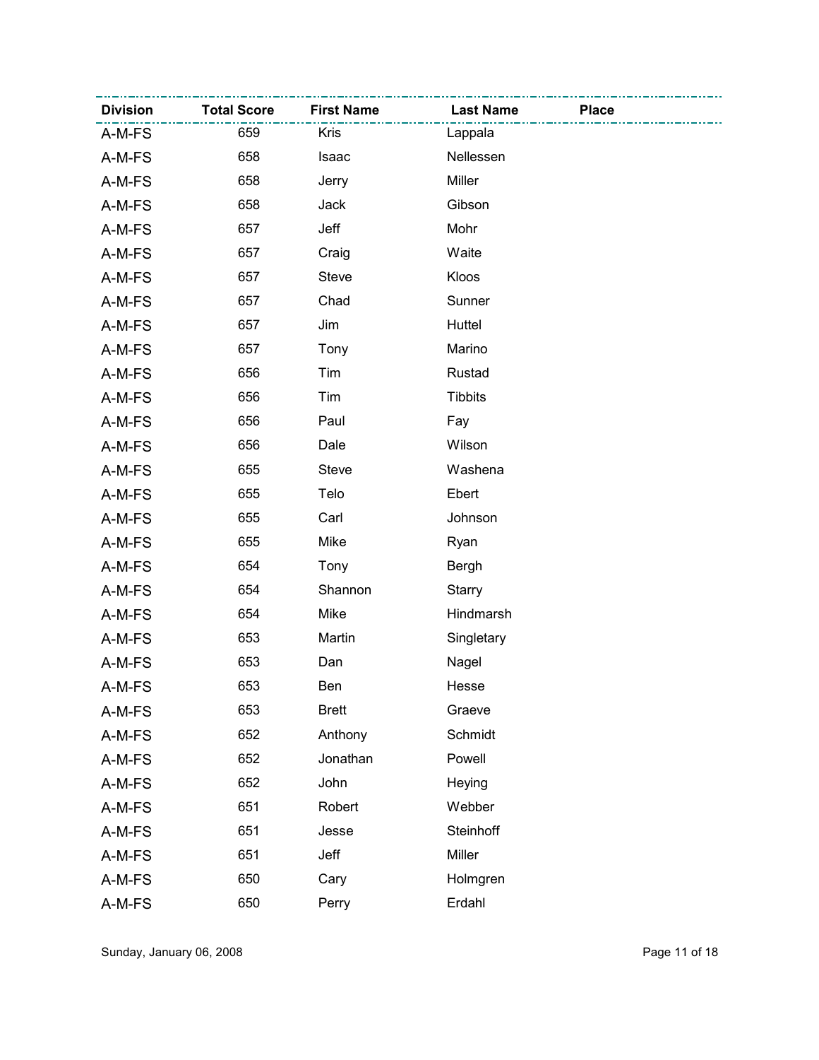| Division | Total Score | First Name | Last Name | Place |
|---|---|---|---|---|
| A-M-FS | 659 | Kris | Lappala | |
| A-M-FS | 658 | Isaac | Nellessen | |
| A-M-FS | 658 | Jerry | Miller | |
| A-M-FS | 658 | Jack | Gibson | |
| A-M-FS | 657 | Jeff | Mohr | |
| A-M-FS | 657 | Craig | Waite | |
| A-M-FS | 657 | Steve | Kloos | |
| A-M-FS | 657 | Chad | Sunner | |
| A-M-FS | 657 | Jim | Huttel | |
| A-M-FS | 657 | Tony | Marino | |
| A-M-FS | 656 | Tim | Rustad | |
| A-M-FS | 656 | Tim | Tibbits | |
| A-M-FS | 656 | Paul | Fay | |
| A-M-FS | 656 | Dale | Wilson | |
| A-M-FS | 655 | Steve | Washena | |
| A-M-FS | 655 | Telo | Ebert | |
| A-M-FS | 655 | Carl | Johnson | |
| A-M-FS | 655 | Mike | Ryan | |
| A-M-FS | 654 | Tony | Bergh | |
| A-M-FS | 654 | Shannon | Starry | |
| A-M-FS | 654 | Mike | Hindmarsh | |
| A-M-FS | 653 | Martin | Singletary | |
| A-M-FS | 653 | Dan | Nagel | |
| A-M-FS | 653 | Ben | Hesse | |
| A-M-FS | 653 | Brett | Graeve | |
| A-M-FS | 652 | Anthony | Schmidt | |
| A-M-FS | 652 | Jonathan | Powell | |
| A-M-FS | 652 | John | Heying | |
| A-M-FS | 651 | Robert | Webber | |
| A-M-FS | 651 | Jesse | Steinhoff | |
| A-M-FS | 651 | Jeff | Miller | |
| A-M-FS | 650 | Cary | Holmgren | |
| A-M-FS | 650 | Perry | Erdahl | |

Sunday, January 06, 2008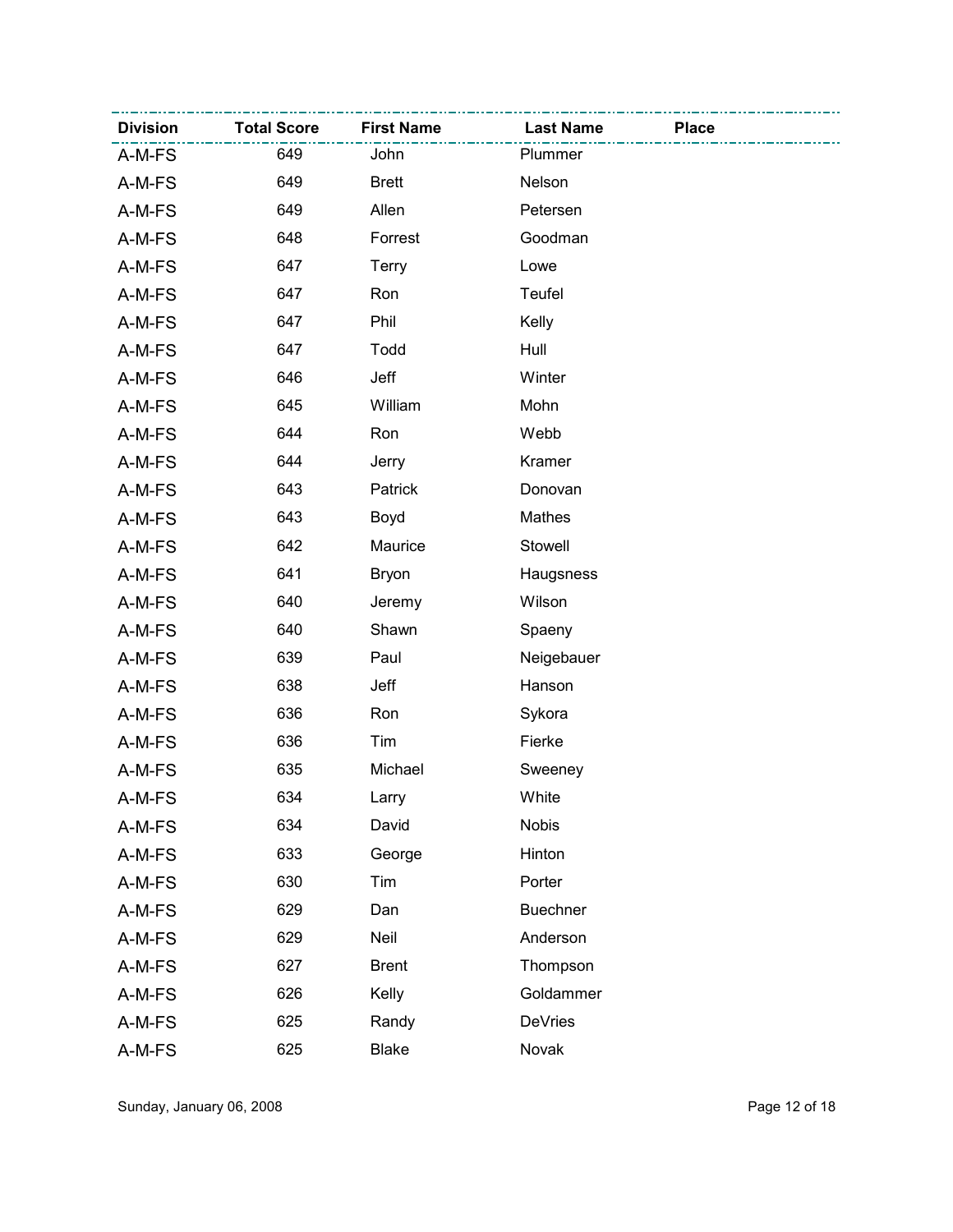| Division | Total Score | First Name | Last Name | Place |
|---|---|---|---|---|
| A-M-FS | 649 | John | Plummer | |
| A-M-FS | 649 | Brett | Nelson | |
| A-M-FS | 649 | Allen | Petersen | |
| A-M-FS | 648 | Forrest | Goodman | |
| A-M-FS | 647 | Terry | Lowe | |
| A-M-FS | 647 | Ron | Teufel | |
| A-M-FS | 647 | Phil | Kelly | |
| A-M-FS | 647 | Todd | Hull | |
| A-M-FS | 646 | Jeff | Winter | |
| A-M-FS | 645 | William | Mohn | |
| A-M-FS | 644 | Ron | Webb | |
| A-M-FS | 644 | Jerry | Kramer | |
| A-M-FS | 643 | Patrick | Donovan | |
| A-M-FS | 643 | Boyd | Mathes | |
| A-M-FS | 642 | Maurice | Stowell | |
| A-M-FS | 641 | Bryon | Haugsness | |
| A-M-FS | 640 | Jeremy | Wilson | |
| A-M-FS | 640 | Shawn | Spaeny | |
| A-M-FS | 639 | Paul | Neigebauer | |
| A-M-FS | 638 | Jeff | Hanson | |
| A-M-FS | 636 | Ron | Sykora | |
| A-M-FS | 636 | Tim | Fierke | |
| A-M-FS | 635 | Michael | Sweeney | |
| A-M-FS | 634 | Larry | White | |
| A-M-FS | 634 | David | Nobis | |
| A-M-FS | 633 | George | Hinton | |
| A-M-FS | 630 | Tim | Porter | |
| A-M-FS | 629 | Dan | Buechner | |
| A-M-FS | 629 | Neil | Anderson | |
| A-M-FS | 627 | Brent | Thompson | |
| A-M-FS | 626 | Kelly | Goldammer | |
| A-M-FS | 625 | Randy | DeVries | |
| A-M-FS | 625 | Blake | Novak | |

Sunday, January 06, 2008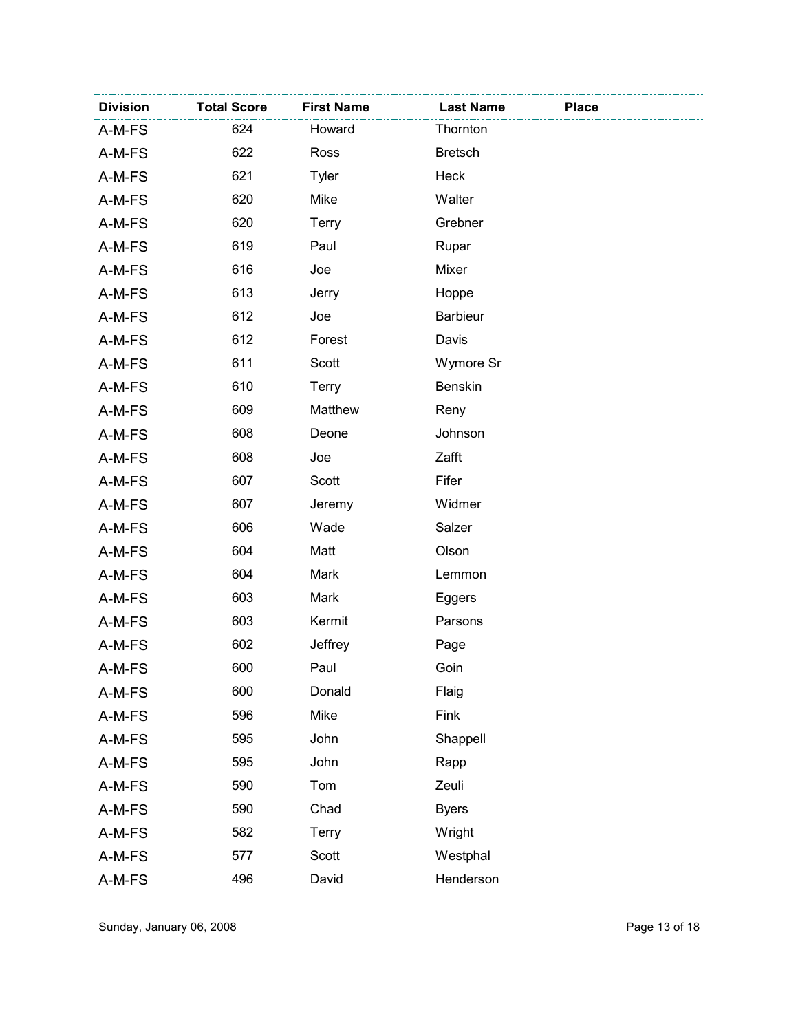| Division | Total Score | First Name | Last Name | Place |
|---|---|---|---|---|
| A-M-FS | 624 | Howard | Thornton | |
| A-M-FS | 622 | Ross | Bretsch | |
| A-M-FS | 621 | Tyler | Heck | |
| A-M-FS | 620 | Mike | Walter | |
| A-M-FS | 620 | Terry | Grebner | |
| A-M-FS | 619 | Paul | Rupar | |
| A-M-FS | 616 | Joe | Mixer | |
| A-M-FS | 613 | Jerry | Hoppe | |
| A-M-FS | 612 | Joe | Barbieur | |
| A-M-FS | 612 | Forest | Davis | |
| A-M-FS | 611 | Scott | Wymore Sr | |
| A-M-FS | 610 | Terry | Benskin | |
| A-M-FS | 609 | Matthew | Reny | |
| A-M-FS | 608 | Deone | Johnson | |
| A-M-FS | 608 | Joe | Zafft | |
| A-M-FS | 607 | Scott | Fifer | |
| A-M-FS | 607 | Jeremy | Widmer | |
| A-M-FS | 606 | Wade | Salzer | |
| A-M-FS | 604 | Matt | Olson | |
| A-M-FS | 604 | Mark | Lemmon | |
| A-M-FS | 603 | Mark | Eggers | |
| A-M-FS | 603 | Kermit | Parsons | |
| A-M-FS | 602 | Jeffrey | Page | |
| A-M-FS | 600 | Paul | Goin | |
| A-M-FS | 600 | Donald | Flaig | |
| A-M-FS | 596 | Mike | Fink | |
| A-M-FS | 595 | John | Shappell | |
| A-M-FS | 595 | John | Rapp | |
| A-M-FS | 590 | Tom | Zeuli | |
| A-M-FS | 590 | Chad | Byers | |
| A-M-FS | 582 | Terry | Wright | |
| A-M-FS | 577 | Scott | Westphal | |
| A-M-FS | 496 | David | Henderson | |

Sunday, January 06, 2008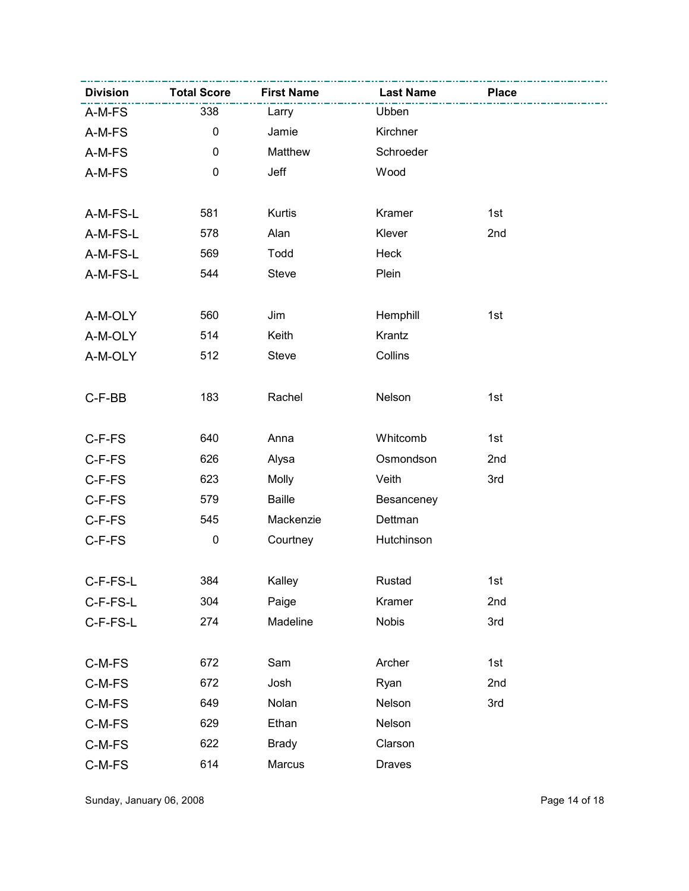| Division | Total Score | First Name | Last Name | Place |
|---|---|---|---|---|
| A-M-FS | 338 | Larry | Ubben | |
| A-M-FS | 0 | Jamie | Kirchner | |
| A-M-FS | 0 | Matthew | Schroeder | |
| A-M-FS | 0 | Jeff | Wood | |
| | | | | |
| A-M-FS-L | 581 | Kurtis | Kramer | 1st |
| A-M-FS-L | 578 | Alan | Klever | 2nd |
| A-M-FS-L | 569 | Todd | Heck | |
| A-M-FS-L | 544 | Steve | Plein | |
| | | | | |
| A-M-OLY | 560 | Jim | Hemphill | 1st |
| A-M-OLY | 514 | Keith | Krantz | |
| A-M-OLY | 512 | Steve | Collins | |
| | | | | |
| C-F-BB | 183 | Rachel | Nelson | 1st |
| | | | | |
| C-F-FS | 640 | Anna | Whitcomb | 1st |
| C-F-FS | 626 | Alysa | Osmondson | 2nd |
| C-F-FS | 623 | Molly | Veith | 3rd |
| C-F-FS | 579 | Baille | Besanceney | |
| C-F-FS | 545 | Mackenzie | Dettman | |
| C-F-FS | 0 | Courtney | Hutchinson | |
| | | | | |
| C-F-FS-L | 384 | Kalley | Rustad | 1st |
| C-F-FS-L | 304 | Paige | Kramer | 2nd |
| C-F-FS-L | 274 | Madeline | Nobis | 3rd |
| | | | | |
| C-M-FS | 672 | Sam | Archer | 1st |
| C-M-FS | 672 | Josh | Ryan | 2nd |
| C-M-FS | 649 | Nolan | Nelson | 3rd |
| C-M-FS | 629 | Ethan | Nelson | |
| C-M-FS | 622 | Brady | Clarson | |
| C-M-FS | 614 | Marcus | Draves | |

Sunday, January 06, 2008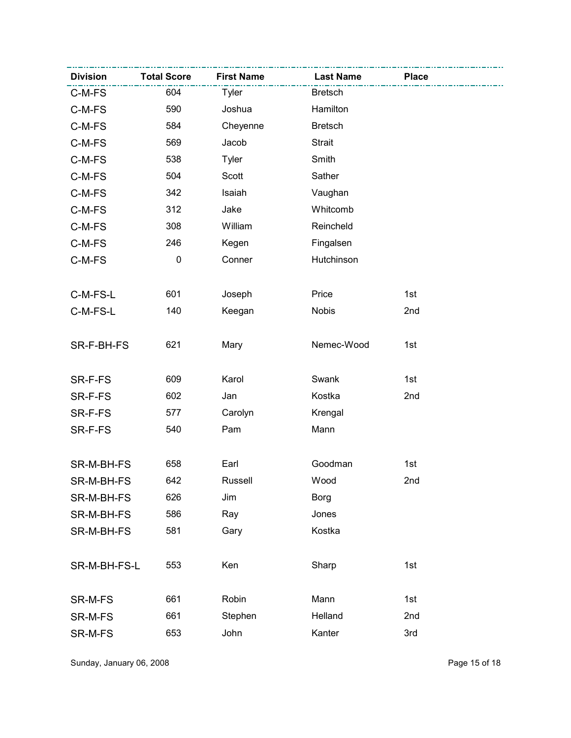| Division | Total Score | First Name | Last Name | Place |
|---|---|---|---|---|
| C-M-FS | 604 | Tyler | Bretsch | |
| C-M-FS | 590 | Joshua | Hamilton | |
| C-M-FS | 584 | Cheyenne | Bretsch | |
| C-M-FS | 569 | Jacob | Strait | |
| C-M-FS | 538 | Tyler | Smith | |
| C-M-FS | 504 | Scott | Sather | |
| C-M-FS | 342 | Isaiah | Vaughan | |
| C-M-FS | 312 | Jake | Whitcomb | |
| C-M-FS | 308 | William | Reincheld | |
| C-M-FS | 246 | Kegen | Fingalsen | |
| C-M-FS | 0 | Conner | Hutchinson | |
| C-M-FS-L | 601 | Joseph | Price | 1st |
| C-M-FS-L | 140 | Keegan | Nobis | 2nd |
| SR-F-BH-FS | 621 | Mary | Nemec-Wood | 1st |
| SR-F-FS | 609 | Karol | Swank | 1st |
| SR-F-FS | 602 | Jan | Kostka | 2nd |
| SR-F-FS | 577 | Carolyn | Krengal | |
| SR-F-FS | 540 | Pam | Mann | |
| SR-M-BH-FS | 658 | Earl | Goodman | 1st |
| SR-M-BH-FS | 642 | Russell | Wood | 2nd |
| SR-M-BH-FS | 626 | Jim | Borg | |
| SR-M-BH-FS | 586 | Ray | Jones | |
| SR-M-BH-FS | 581 | Gary | Kostka | |
| SR-M-BH-FS-L | 553 | Ken | Sharp | 1st |
| SR-M-FS | 661 | Robin | Mann | 1st |
| SR-M-FS | 661 | Stephen | Helland | 2nd |
| SR-M-FS | 653 | John | Kanter | 3rd |

Sunday, January 06, 2008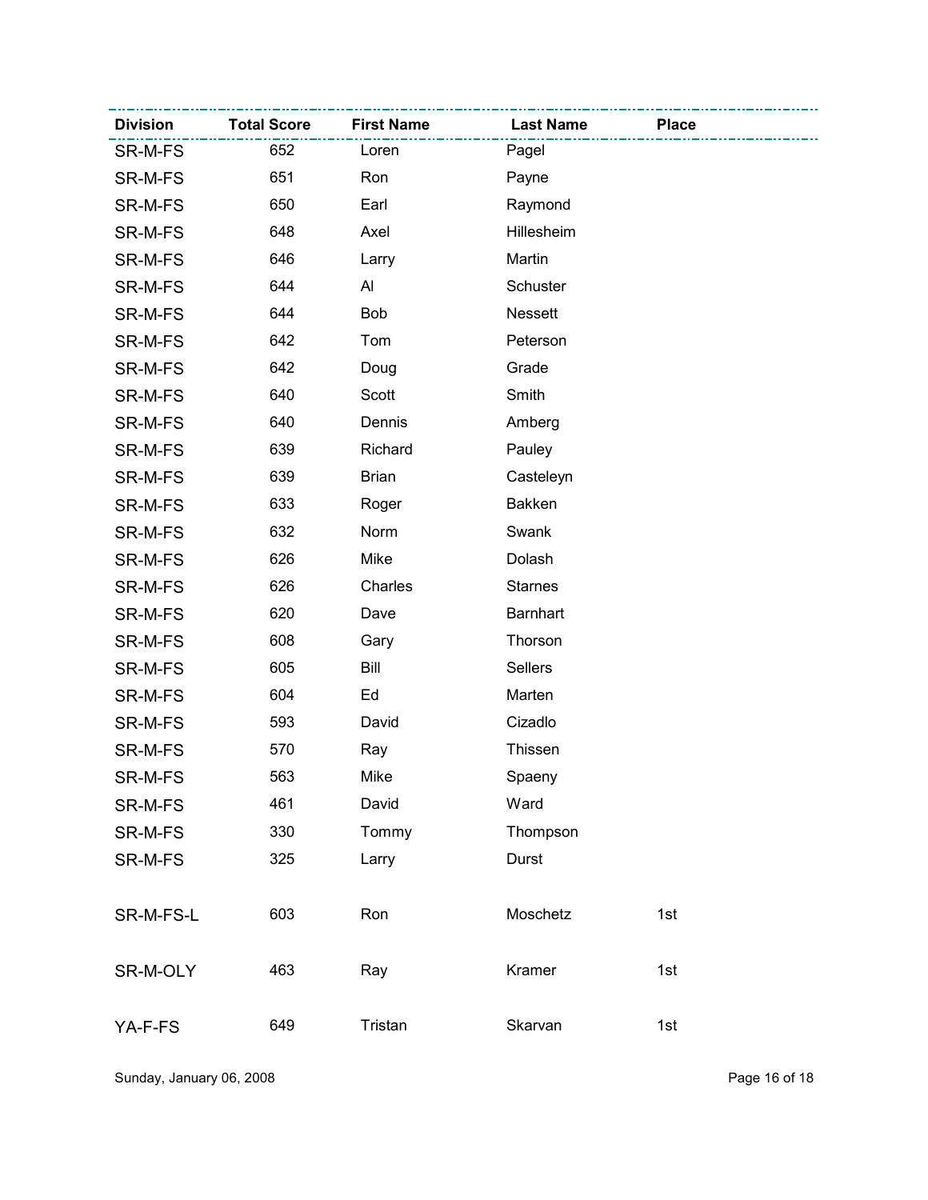| Division | Total Score | First Name | Last Name | Place |
| --- | --- | --- | --- | --- |
| SR-M-FS | 652 | Loren | Pagel | |
| SR-M-FS | 651 | Ron | Payne | |
| SR-M-FS | 650 | Earl | Raymond | |
| SR-M-FS | 648 | Axel | Hillesheim | |
| SR-M-FS | 646 | Larry | Martin | |
| SR-M-FS | 644 | Al | Schuster | |
| SR-M-FS | 644 | Bob | Nessett | |
| SR-M-FS | 642 | Tom | Peterson | |
| SR-M-FS | 642 | Doug | Grade | |
| SR-M-FS | 640 | Scott | Smith | |
| SR-M-FS | 640 | Dennis | Amberg | |
| SR-M-FS | 639 | Richard | Pauley | |
| SR-M-FS | 639 | Brian | Casteleyn | |
| SR-M-FS | 633 | Roger | Bakken | |
| SR-M-FS | 632 | Norm | Swank | |
| SR-M-FS | 626 | Mike | Dolash | |
| SR-M-FS | 626 | Charles | Starnes | |
| SR-M-FS | 620 | Dave | Barnhart | |
| SR-M-FS | 608 | Gary | Thorson | |
| SR-M-FS | 605 | Bill | Sellers | |
| SR-M-FS | 604 | Ed | Marten | |
| SR-M-FS | 593 | David | Cizadlo | |
| SR-M-FS | 570 | Ray | Thissen | |
| SR-M-FS | 563 | Mike | Spaeny | |
| SR-M-FS | 461 | David | Ward | |
| SR-M-FS | 330 | Tommy | Thompson | |
| SR-M-FS | 325 | Larry | Durst | |
| SR-M-FS-L | 603 | Ron | Moschetz | 1st |
| SR-M-OLY | 463 | Ray | Kramer | 1st |
| YA-F-FS | 649 | Tristan | Skarvan | 1st |

Sunday, January 06, 2008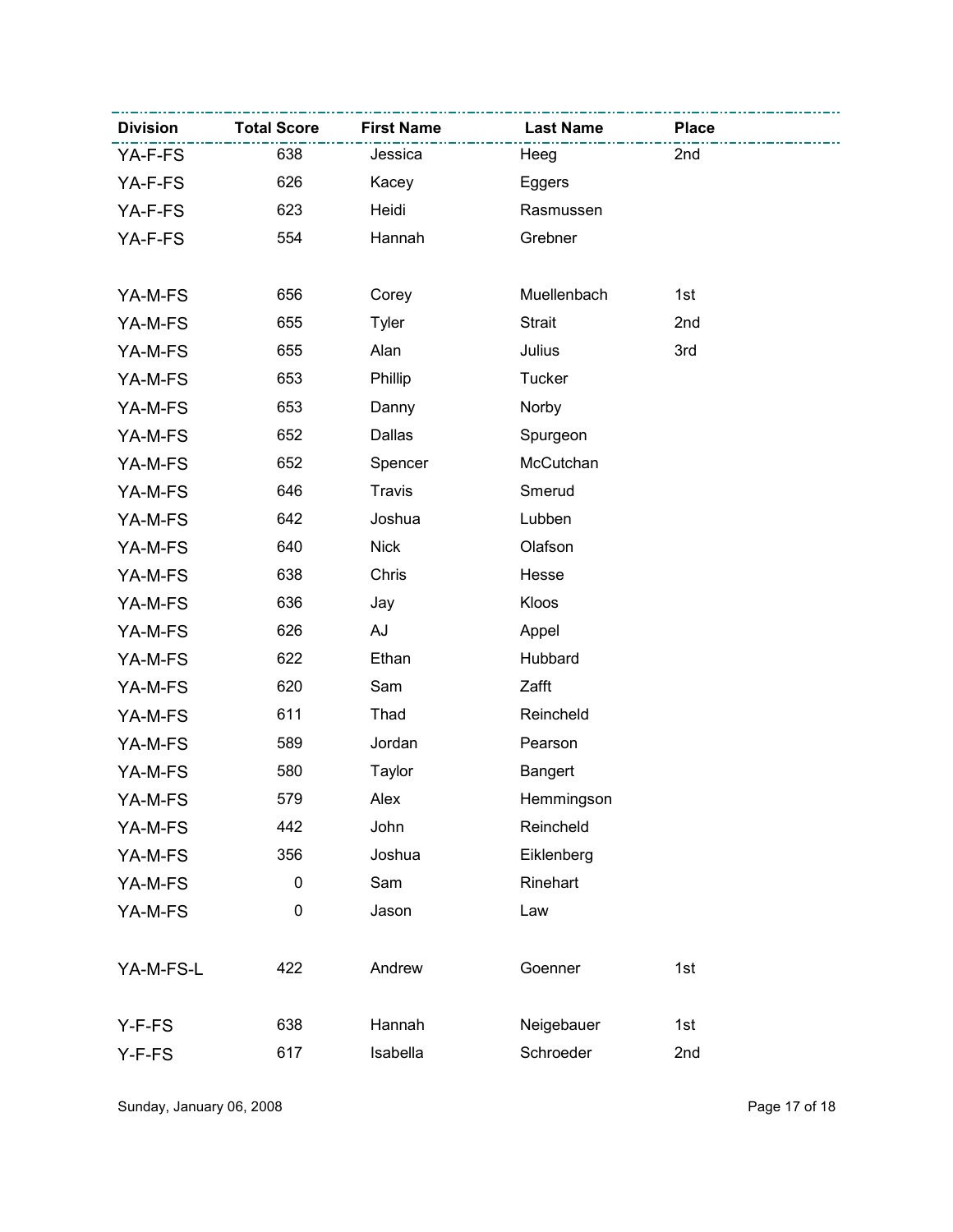| Division | Total Score | First Name | Last Name | Place |
|---|---|---|---|---|
| YA-F-FS | 638 | Jessica | Heeg | 2nd |
| YA-F-FS | 626 | Kacey | Eggers | |
| YA-F-FS | 623 | Heidi | Rasmussen | |
| YA-F-FS | 554 | Hannah | Grebner | |
| | | | | |
| YA-M-FS | 656 | Corey | Muellenbach | 1st |
| YA-M-FS | 655 | Tyler | Strait | 2nd |
| YA-M-FS | 655 | Alan | Julius | 3rd |
| YA-M-FS | 653 | Phillip | Tucker | |
| YA-M-FS | 653 | Danny | Norby | |
| YA-M-FS | 652 | Dallas | Spurgeon | |
| YA-M-FS | 652 | Spencer | McCutchan | |
| YA-M-FS | 646 | Travis | Smerud | |
| YA-M-FS | 642 | Joshua | Lubben | |
| YA-M-FS | 640 | Nick | Olafson | |
| YA-M-FS | 638 | Chris | Hesse | |
| YA-M-FS | 636 | Jay | Kloos | |
| YA-M-FS | 626 | AJ | Appel | |
| YA-M-FS | 622 | Ethan | Hubbard | |
| YA-M-FS | 620 | Sam | Zafft | |
| YA-M-FS | 611 | Thad | Reincheld | |
| YA-M-FS | 589 | Jordan | Pearson | |
| YA-M-FS | 580 | Taylor | Bangert | |
| YA-M-FS | 579 | Alex | Hemmingson | |
| YA-M-FS | 442 | John | Reincheld | |
| YA-M-FS | 356 | Joshua | Eiklenberg | |
| YA-M-FS | 0 | Sam | Rinehart | |
| YA-M-FS | 0 | Jason | Law | |
| | | | | |
| YA-M-FS-L | 422 | Andrew | Goenner | 1st |
| | | | | |
| Y-F-FS | 638 | Hannah | Neigebauer | 1st |
| Y-F-FS | 617 | Isabella | Schroeder | 2nd |

Sunday, January 06, 2008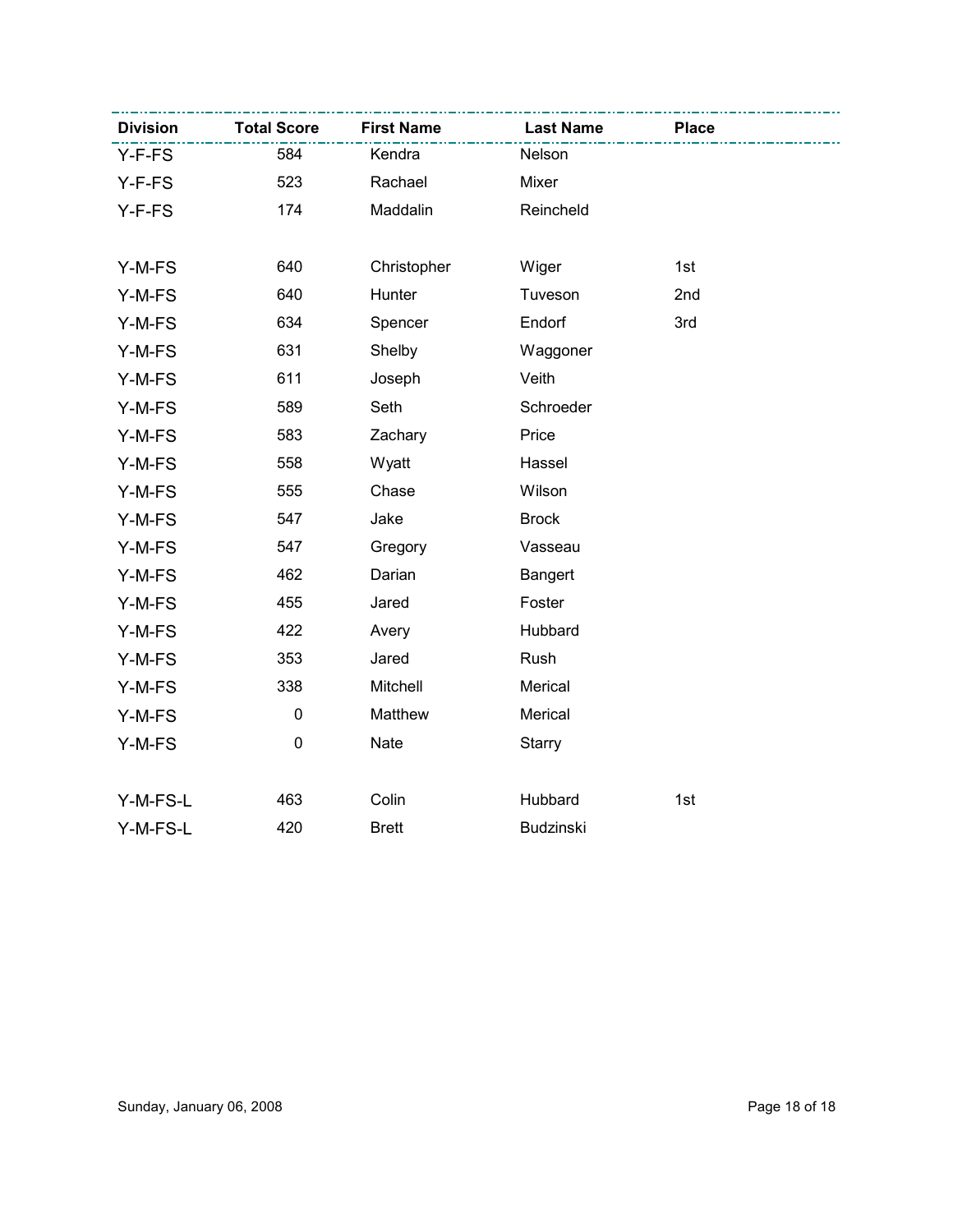| Division | Total Score | First Name | Last Name | Place |
|---|---|---|---|---|
| Y-F-FS | 584 | Kendra | Nelson | |
| Y-F-FS | 523 | Rachael | Mixer | |
| Y-F-FS | 174 | Maddalin | Reincheld | |
| | | | | |
| Y-M-FS | 640 | Christopher | Wiger | 1st |
| Y-M-FS | 640 | Hunter | Tuveson | 2nd |
| Y-M-FS | 634 | Spencer | Endorf | 3rd |
| Y-M-FS | 631 | Shelby | Waggoner | |
| Y-M-FS | 611 | Joseph | Veith | |
| Y-M-FS | 589 | Seth | Schroeder | |
| Y-M-FS | 583 | Zachary | Price | |
| Y-M-FS | 558 | Wyatt | Hassel | |
| Y-M-FS | 555 | Chase | Wilson | |
| Y-M-FS | 547 | Jake | Brock | |
| Y-M-FS | 547 | Gregory | Vasseau | |
| Y-M-FS | 462 | Darian | Bangert | |
| Y-M-FS | 455 | Jared | Foster | |
| Y-M-FS | 422 | Avery | Hubbard | |
| Y-M-FS | 353 | Jared | Rush | |
| Y-M-FS | 338 | Mitchell | Merical | |
| Y-M-FS | 0 | Matthew | Merical | |
| Y-M-FS | 0 | Nate | Starry | |
| | | | | |
| Y-M-FS-L | 463 | Colin | Hubbard | 1st |
| Y-M-FS-L | 420 | Brett | Budzinski | |

Sunday, January 06, 2008